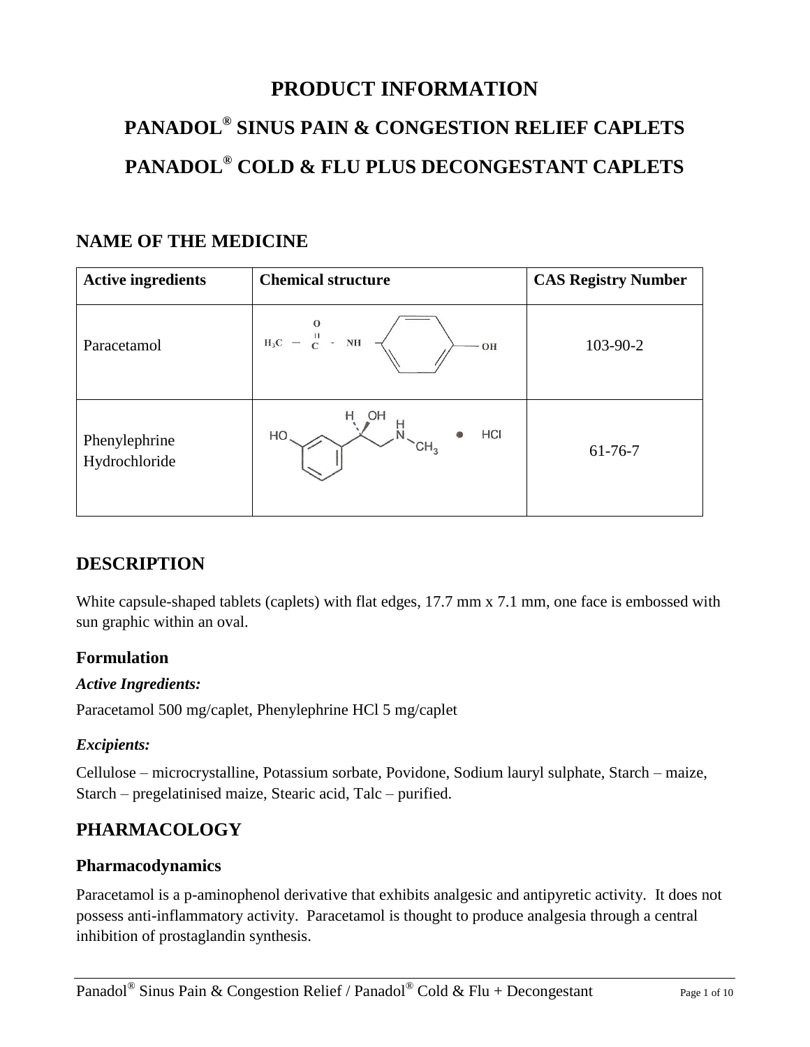# PRODUCT INFORMATION

# PANADOL® SINUS PAIN & CONGESTION RELIEF CAPLETS

# PANADOL® COLD & FLU PLUS DECONGESTANT CAPLETS

## NAME OF THE MEDICINE

| Active ingredients | Chemical structure | CAS Registry Number |
|---|---|---|
| Paracetamol | | 103-90-2 |
| Phenylephrine Hydrochloride | | 61-76-7 |

## DESCRIPTION

White capsule-shaped tablets (caplets) with flat edges, 17.7 mm x 7.1 mm, one face is embossed with sun graphic within an oval.

### Formulation

#### *Active Ingredients:*

Paracetamol 500 mg/caplet, Phenylephrine HCl 5 mg/caplet

#### *Excipients:*

Cellulose – microcrystalline, Potassium sorbate, Povidone, Sodium lauryl sulphate, Starch – maize, Starch – pregelatinised maize, Stearic acid, Talc – purified.

## PHARMACOLOGY

### Pharmacodynamics

Paracetamol is a p-aminophenol derivative that exhibits analgesic and antipyretic activity. It does not possess anti-inflammatory activity. Paracetamol is thought to produce analgesia through a central inhibition of prostaglandin synthesis.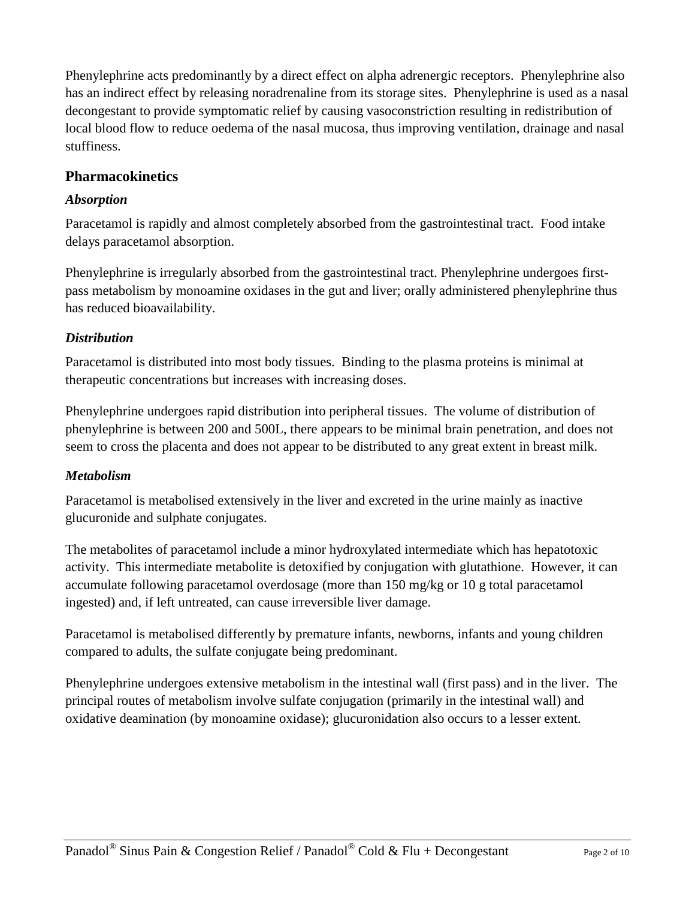Phenylephrine acts predominantly by a direct effect on alpha adrenergic receptors. Phenylephrine also has an indirect effect by releasing noradrenaline from its storage sites. Phenylephrine is used as a nasal decongestant to provide symptomatic relief by causing vasoconstriction resulting in redistribution of local blood flow to reduce oedema of the nasal mucosa, thus improving ventilation, drainage and nasal stuffiness.

## Pharmacokinetics

### *Absorption*

Paracetamol is rapidly and almost completely absorbed from the gastrointestinal tract. Food intake delays paracetamol absorption.

Phenylephrine is irregularly absorbed from the gastrointestinal tract. Phenylephrine undergoes first-pass metabolism by monoamine oxidases in the gut and liver; orally administered phenylephrine thus has reduced bioavailability.

### *Distribution*

Paracetamol is distributed into most body tissues. Binding to the plasma proteins is minimal at therapeutic concentrations but increases with increasing doses.

Phenylephrine undergoes rapid distribution into peripheral tissues. The volume of distribution of phenylephrine is between 200 and 500L, there appears to be minimal brain penetration, and does not seem to cross the placenta and does not appear to be distributed to any great extent in breast milk.

### *Metabolism*

Paracetamol is metabolised extensively in the liver and excreted in the urine mainly as inactive glucuronide and sulphate conjugates.

The metabolites of paracetamol include a minor hydroxylated intermediate which has hepatotoxic activity. This intermediate metabolite is detoxified by conjugation with glutathione. However, it can accumulate following paracetamol overdosage (more than 150 mg/kg or 10 g total paracetamol ingested) and, if left untreated, can cause irreversible liver damage.

Paracetamol is metabolised differently by premature infants, newborns, infants and young children compared to adults, the sulfate conjugate being predominant.

Phenylephrine undergoes extensive metabolism in the intestinal wall (first pass) and in the liver. The principal routes of metabolism involve sulfate conjugation (primarily in the intestinal wall) and oxidative deamination (by monoamine oxidase); glucuronidation also occurs to a lesser extent.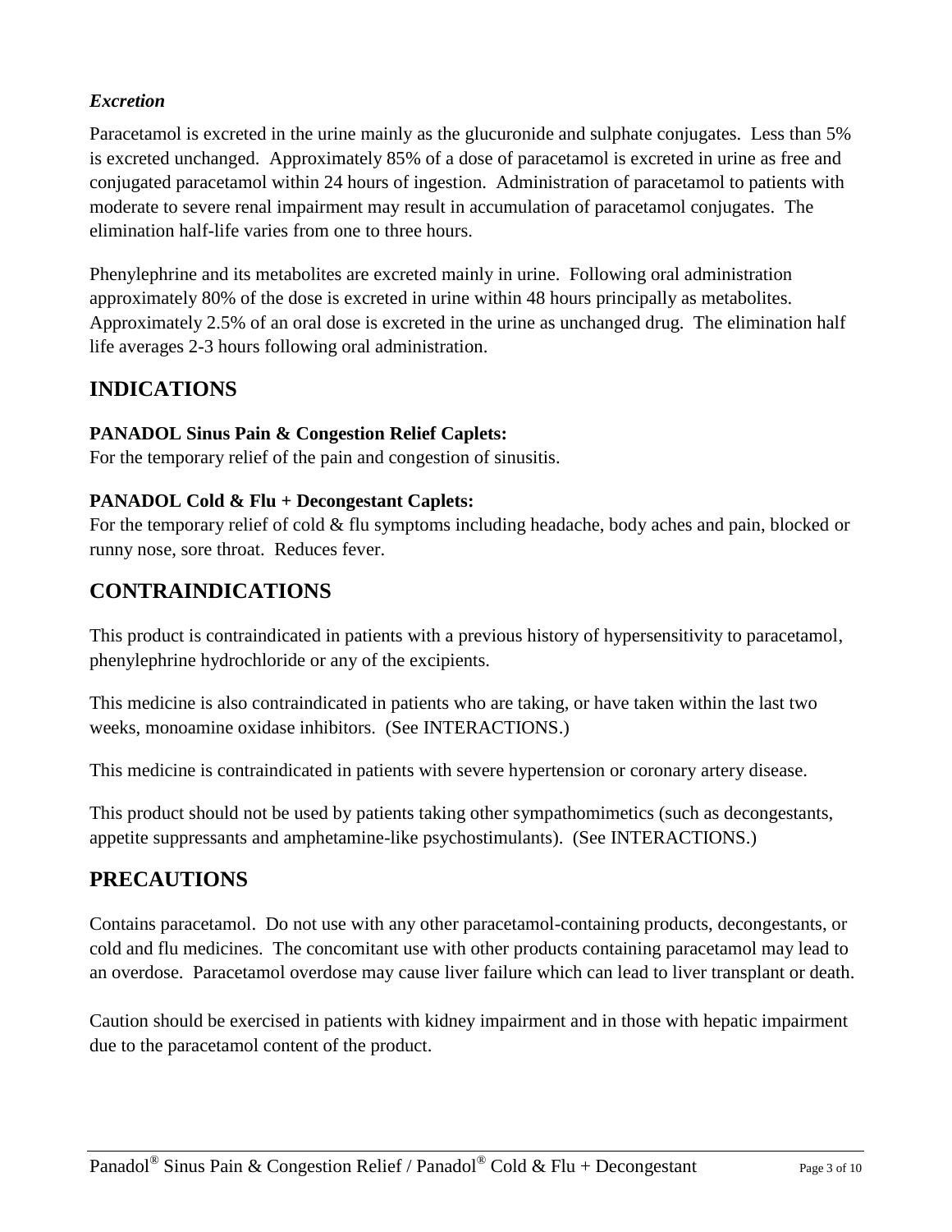***Excretion***

Paracetamol is excreted in the urine mainly as the glucuronide and sulphate conjugates. Less than 5% is excreted unchanged. Approximately 85% of a dose of paracetamol is excreted in urine as free and conjugated paracetamol within 24 hours of ingestion. Administration of paracetamol to patients with moderate to severe renal impairment may result in accumulation of paracetamol conjugates. The elimination half-life varies from one to three hours.

Phenylephrine and its metabolites are excreted mainly in urine. Following oral administration approximately 80% of the dose is excreted in urine within 48 hours principally as metabolites. Approximately 2.5% of an oral dose is excreted in the urine as unchanged drug. The elimination half life averages 2-3 hours following oral administration.

## INDICATIONS

**PANADOL Sinus Pain & Congestion Relief Caplets:**
For the temporary relief of the pain and congestion of sinusitis.

**PANADOL Cold & Flu + Decongestant Caplets:**
For the temporary relief of cold & flu symptoms including headache, body aches and pain, blocked or runny nose, sore throat. Reduces fever.

## CONTRAINDICATIONS

This product is contraindicated in patients with a previous history of hypersensitivity to paracetamol, phenylephrine hydrochloride or any of the excipients.

This medicine is also contraindicated in patients who are taking, or have taken within the last two weeks, monoamine oxidase inhibitors. (See INTERACTIONS.)

This medicine is contraindicated in patients with severe hypertension or coronary artery disease.

This product should not be used by patients taking other sympathomimetics (such as decongestants, appetite suppressants and amphetamine-like psychostimulants). (See INTERACTIONS.)

## PRECAUTIONS

Contains paracetamol. Do not use with any other paracetamol-containing products, decongestants, or cold and flu medicines. The concomitant use with other products containing paracetamol may lead to an overdose. Paracetamol overdose may cause liver failure which can lead to liver transplant or death.

Caution should be exercised in patients with kidney impairment and in those with hepatic impairment due to the paracetamol content of the product.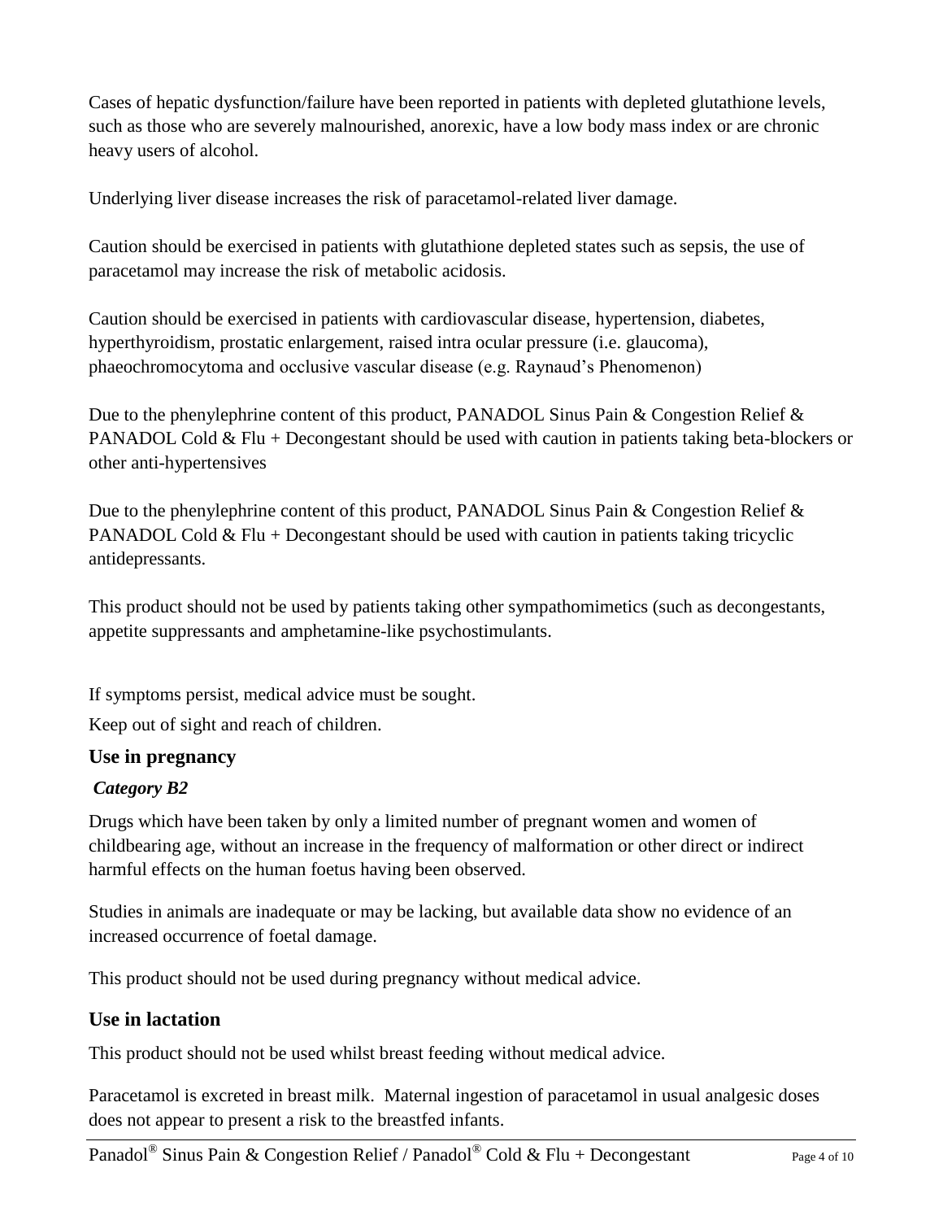Cases of hepatic dysfunction/failure have been reported in patients with depleted glutathione levels, such as those who are severely malnourished, anorexic, have a low body mass index or are chronic heavy users of alcohol.

Underlying liver disease increases the risk of paracetamol-related liver damage.

Caution should be exercised in patients with glutathione depleted states such as sepsis, the use of paracetamol may increase the risk of metabolic acidosis.

Caution should be exercised in patients with cardiovascular disease, hypertension, diabetes, hyperthyroidism, prostatic enlargement, raised intra ocular pressure (i.e. glaucoma), phaeochromocytoma and occlusive vascular disease (e.g. Raynaud's Phenomenon)

Due to the phenylephrine content of this product, PANADOL Sinus Pain & Congestion Relief & PANADOL Cold & Flu + Decongestant should be used with caution in patients taking beta-blockers or other anti-hypertensives

Due to the phenylephrine content of this product, PANADOL Sinus Pain & Congestion Relief & PANADOL Cold & Flu + Decongestant should be used with caution in patients taking tricyclic antidepressants.

This product should not be used by patients taking other sympathomimetics (such as decongestants, appetite suppressants and amphetamine-like psychostimulants.

If symptoms persist, medical advice must be sought.

Keep out of sight and reach of children.

## Use in pregnancy

***Category B2***

Drugs which have been taken by only a limited number of pregnant women and women of childbearing age, without an increase in the frequency of malformation or other direct or indirect harmful effects on the human foetus having been observed.

Studies in animals are inadequate or may be lacking, but available data show no evidence of an increased occurrence of foetal damage.

This product should not be used during pregnancy without medical advice.

## Use in lactation

This product should not be used whilst breast feeding without medical advice.

Paracetamol is excreted in breast milk. Maternal ingestion of paracetamol in usual analgesic doses does not appear to present a risk to the breastfed infants.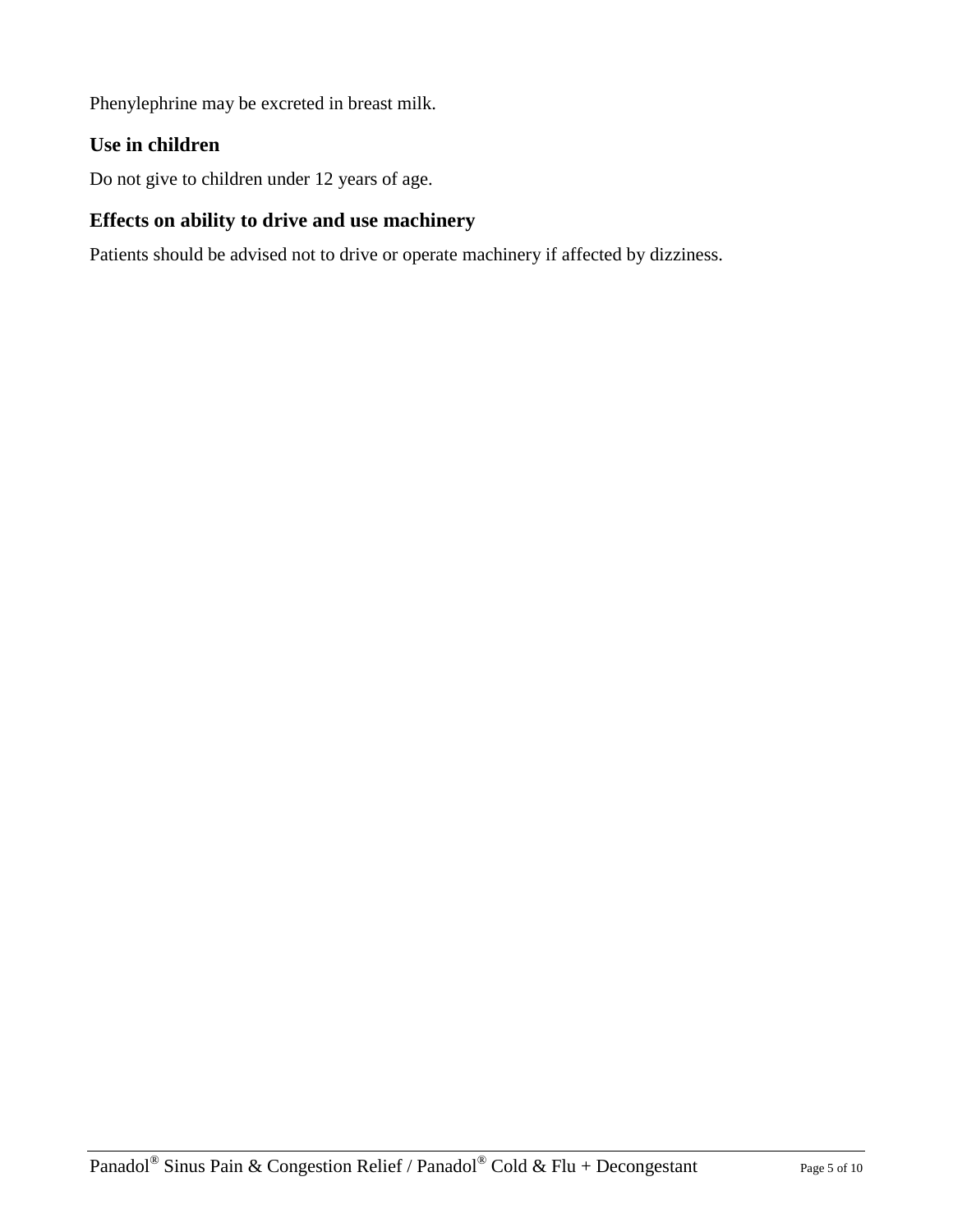Phenylephrine may be excreted in breast milk.

### Use in children

Do not give to children under 12 years of age.

### Effects on ability to drive and use machinery

Patients should be advised not to drive or operate machinery if affected by dizziness.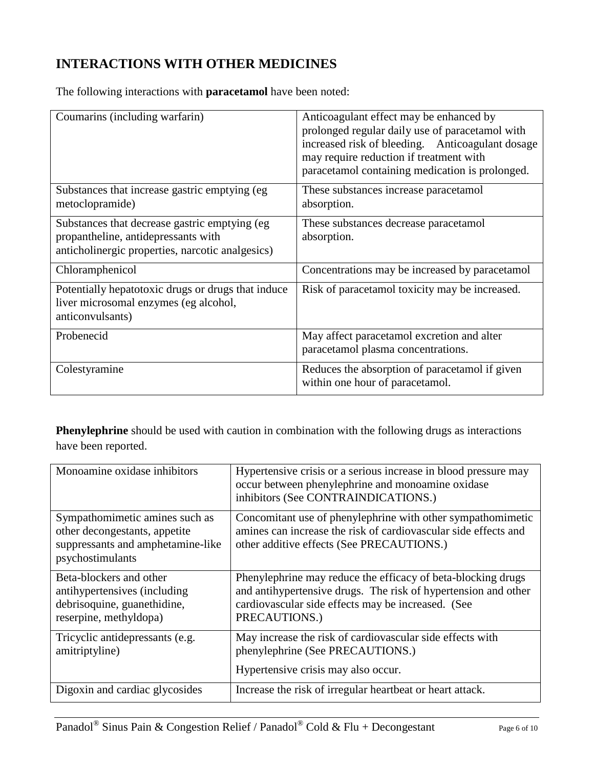## INTERACTIONS WITH OTHER MEDICINES

The following interactions with **paracetamol** have been noted:

| | |
|---|---|
| Coumarins (including warfarin) | Anticoagulant effect may be enhanced by prolonged regular daily use of paracetamol with increased risk of bleeding. Anticoagulant dosage may require reduction if treatment with paracetamol containing medication is prolonged. |
| Substances that increase gastric emptying (eg metoclopramide) | These substances increase paracetamol absorption. |
| Substances that decrease gastric emptying (eg propantheline, antidepressants with anticholinergic properties, narcotic analgesics) | These substances decrease paracetamol absorption. |
| Chloramphenicol | Concentrations may be increased by paracetamol |
| Potentially hepatotoxic drugs or drugs that induce liver microsomal enzymes (eg alcohol, anticonvulsants) | Risk of paracetamol toxicity may be increased. |
| Probenecid | May affect paracetamol excretion and alter paracetamol plasma concentrations. |
| Colestyramine | Reduces the absorption of paracetamol if given within one hour of paracetamol. |

**Phenylephrine** should be used with caution in combination with the following drugs as interactions have been reported.

| | |
|---|---|
| Monoamine oxidase inhibitors | Hypertensive crisis or a serious increase in blood pressure may occur between phenylephrine and monoamine oxidase inhibitors (See CONTRAINDICATIONS.) |
| Sympathomimetic amines such as other decongestants, appetite suppressants and amphetamine-like psychostimulants | Concomitant use of phenylephrine with other sympathomimetic amines can increase the risk of cardiovascular side effects and other additive effects (See PRECAUTIONS.) |
| Beta-blockers and other antihypertensives (including debrisoquine, guanethidine, reserpine, methyldopa) | Phenylephrine may reduce the efficacy of beta-blocking drugs and antihypertensive drugs. The risk of hypertension and other cardiovascular side effects may be increased. (See PRECAUTIONS.) |
| Tricyclic antidepressants (e.g. amitriptyline) | May increase the risk of cardiovascular side effects with phenylephrine (See PRECAUTIONS.)<br><br>Hypertensive crisis may also occur. |
| Digoxin and cardiac glycosides | Increase the risk of irregular heartbeat or heart attack. |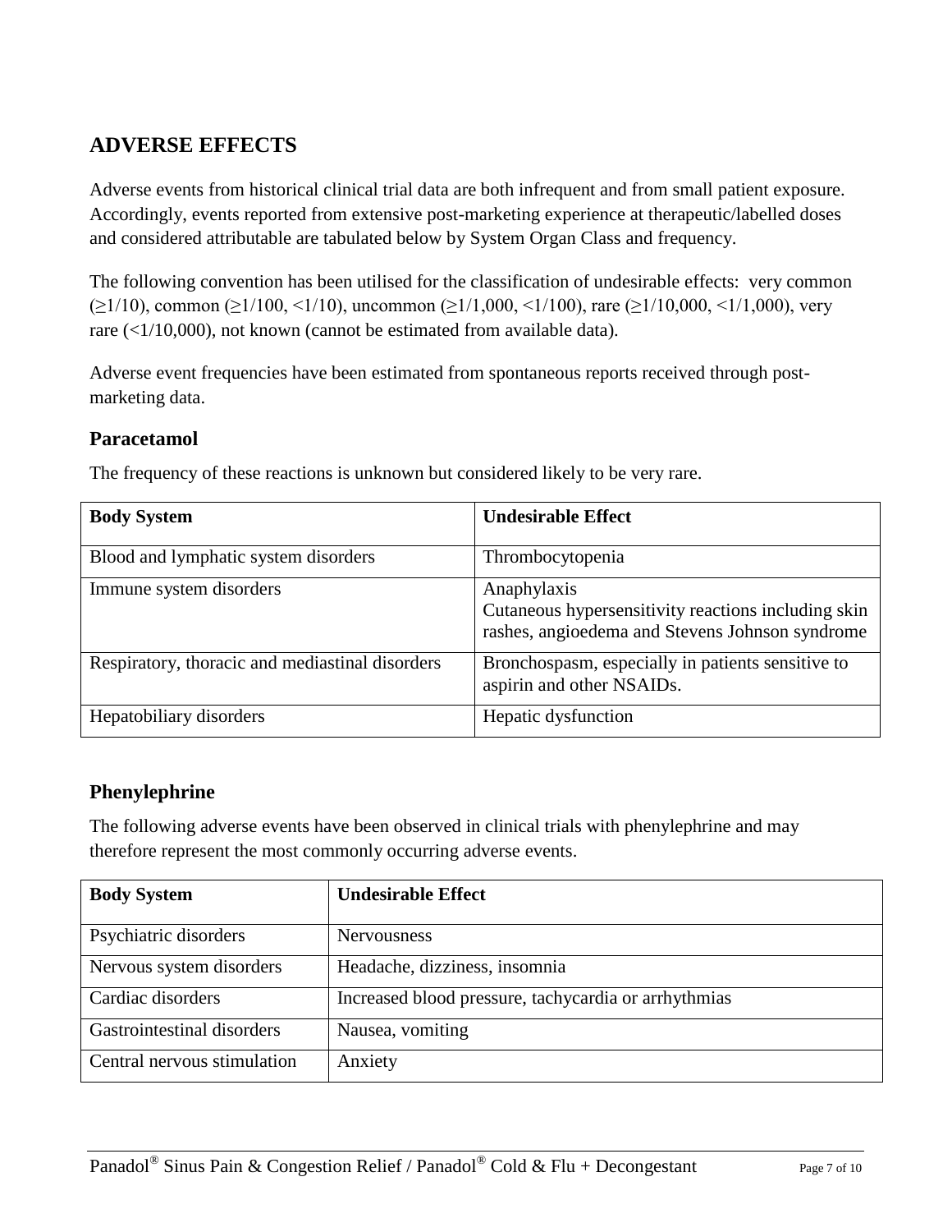## ADVERSE EFFECTS

Adverse events from historical clinical trial data are both infrequent and from small patient exposure. Accordingly, events reported from extensive post-marketing experience at therapeutic/labelled doses and considered attributable are tabulated below by System Organ Class and frequency.

The following convention has been utilised for the classification of undesirable effects: very common (≥1/10), common (≥1/100, <1/10), uncommon (≥1/1,000, <1/100), rare (≥1/10,000, <1/1,000), very rare (<1/10,000), not known (cannot be estimated from available data).

Adverse event frequencies have been estimated from spontaneous reports received through post-marketing data.

### Paracetamol

The frequency of these reactions is unknown but considered likely to be very rare.

| Body System | Undesirable Effect |
|---|---|
| Blood and lymphatic system disorders | Thrombocytopenia |
| Immune system disorders | Anaphylaxis<br>Cutaneous hypersensitivity reactions including skin rashes, angioedema and Stevens Johnson syndrome |
| Respiratory, thoracic and mediastinal disorders | Bronchospasm, especially in patients sensitive to aspirin and other NSAIDs. |
| Hepatobiliary disorders | Hepatic dysfunction |

### Phenylephrine

The following adverse events have been observed in clinical trials with phenylephrine and may therefore represent the most commonly occurring adverse events.

| Body System | Undesirable Effect |
|---|---|
| Psychiatric disorders | Nervousness |
| Nervous system disorders | Headache, dizziness, insomnia |
| Cardiac disorders | Increased blood pressure, tachycardia or arrhythmias |
| Gastrointestinal disorders | Nausea, vomiting |
| Central nervous stimulation | Anxiety |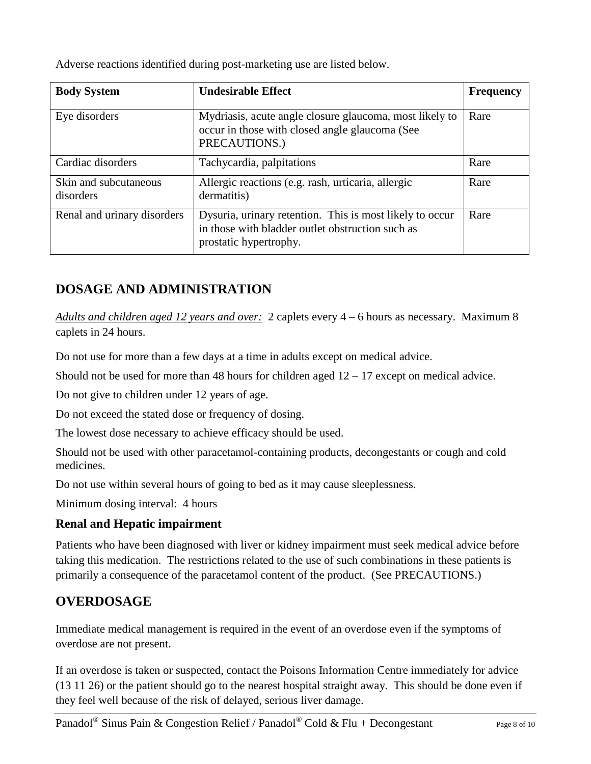Adverse reactions identified during post-marketing use are listed below.

| Body System | Undesirable Effect | Frequency |
| --- | --- | --- |
| Eye disorders | Mydriasis, acute angle closure glaucoma, most likely to occur in those with closed angle glaucoma (See PRECAUTIONS.) | Rare |
| Cardiac disorders | Tachycardia, palpitations | Rare |
| Skin and subcutaneous disorders | Allergic reactions (e.g. rash, urticaria, allergic dermatitis) | Rare |
| Renal and urinary disorders | Dysuria, urinary retention. This is most likely to occur in those with bladder outlet obstruction such as prostatic hypertrophy. | Rare |

## DOSAGE AND ADMINISTRATION

*Adults and children aged 12 years and over:* 2 caplets every 4 – 6 hours as necessary. Maximum 8 caplets in 24 hours.

Do not use for more than a few days at a time in adults except on medical advice.

Should not be used for more than 48 hours for children aged 12 – 17 except on medical advice.

Do not give to children under 12 years of age.

Do not exceed the stated dose or frequency of dosing.

The lowest dose necessary to achieve efficacy should be used.

Should not be used with other paracetamol-containing products, decongestants or cough and cold medicines.

Do not use within several hours of going to bed as it may cause sleeplessness.

Minimum dosing interval: 4 hours

### Renal and Hepatic impairment

Patients who have been diagnosed with liver or kidney impairment must seek medical advice before taking this medication. The restrictions related to the use of such combinations in these patients is primarily a consequence of the paracetamol content of the product. (See PRECAUTIONS.)

## OVERDOSAGE

Immediate medical management is required in the event of an overdose even if the symptoms of overdose are not present.

If an overdose is taken or suspected, contact the Poisons Information Centre immediately for advice (13 11 26) or the patient should go to the nearest hospital straight away. This should be done even if they feel well because of the risk of delayed, serious liver damage.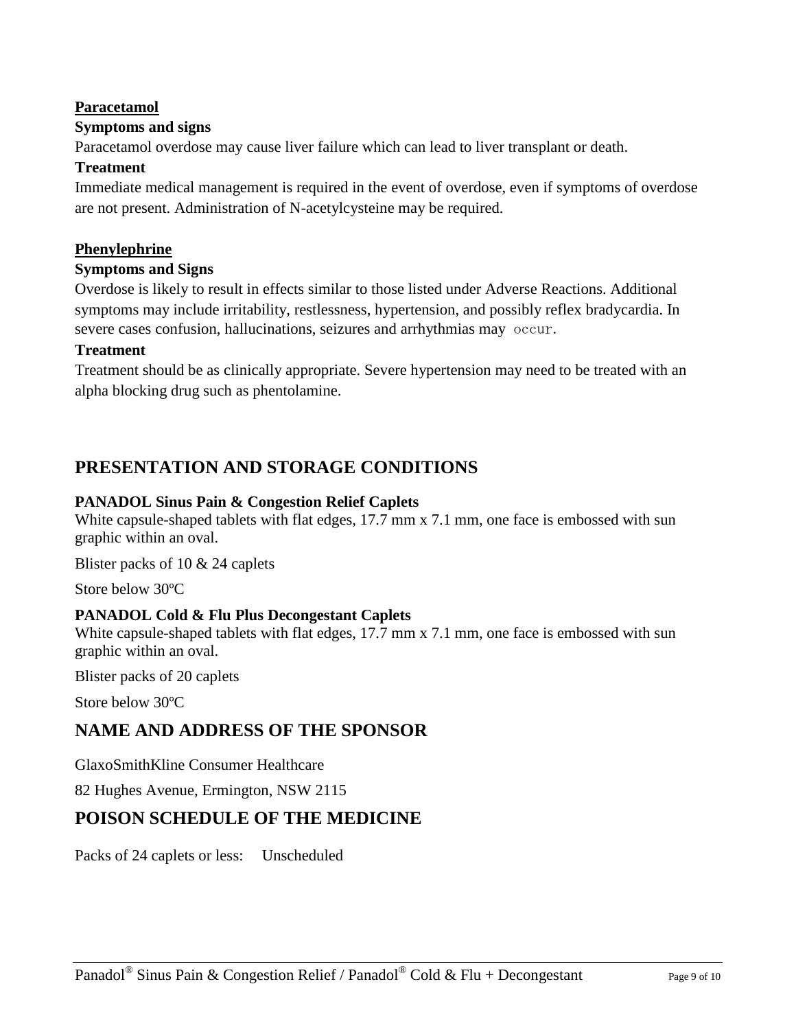**Paracetamol**

**Symptoms and signs**

Paracetamol overdose may cause liver failure which can lead to liver transplant or death.

**Treatment**

Immediate medical management is required in the event of overdose, even if symptoms of overdose are not present. Administration of N-acetylcysteine may be required.

**Phenylephrine**

**Symptoms and Signs**

Overdose is likely to result in effects similar to those listed under Adverse Reactions. Additional symptoms may include irritability, restlessness, hypertension, and possibly reflex bradycardia. In severe cases confusion, hallucinations, seizures and arrhythmias may occur.

**Treatment**

Treatment should be as clinically appropriate. Severe hypertension may need to be treated with an alpha blocking drug such as phentolamine.

# PRESENTATION AND STORAGE CONDITIONS

**PANADOL Sinus Pain & Congestion Relief Caplets**

White capsule-shaped tablets with flat edges, 17.7 mm x 7.1 mm, one face is embossed with sun graphic within an oval.

Blister packs of 10 & 24 caplets

Store below 30ºC

**PANADOL Cold & Flu Plus Decongestant Caplets**

White capsule-shaped tablets with flat edges, 17.7 mm x 7.1 mm, one face is embossed with sun graphic within an oval.

Blister packs of 20 caplets

Store below 30ºC

# NAME AND ADDRESS OF THE SPONSOR

GlaxoSmithKline Consumer Healthcare

82 Hughes Avenue, Ermington, NSW 2115

# POISON SCHEDULE OF THE MEDICINE

Packs of 24 caplets or less: Unscheduled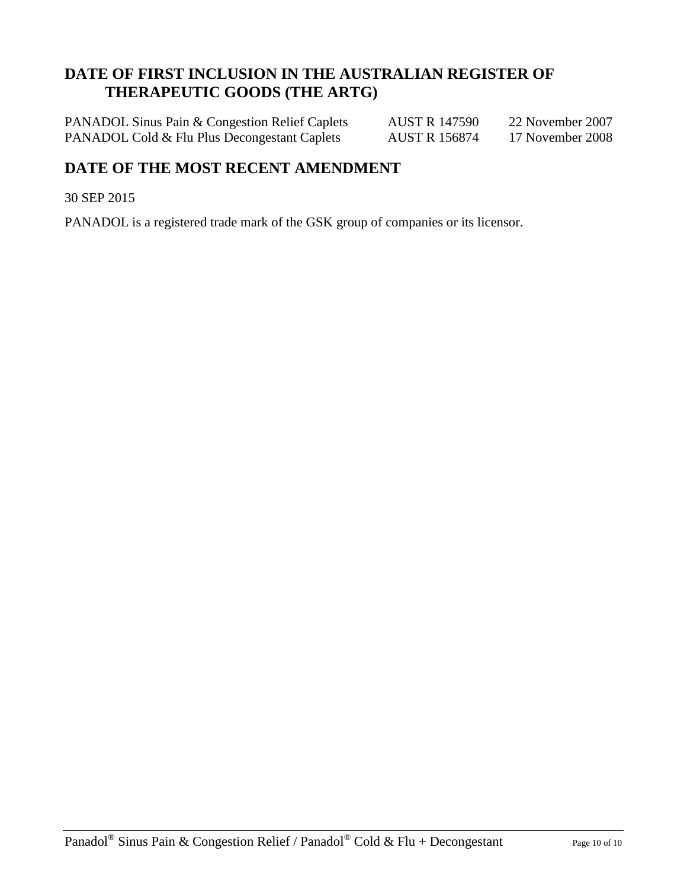## DATE OF FIRST INCLUSION IN THE AUSTRALIAN REGISTER OF THERAPEUTIC GOODS (THE ARTG)

| | | |
|---|---|---|
| PANADOL Sinus Pain & Congestion Relief Caplets | AUST R 147590 | 22 November 2007 |
| PANADOL Cold & Flu Plus Decongestant Caplets | AUST R 156874 | 17 November 2008 |

## DATE OF THE MOST RECENT AMENDMENT

30 SEP 2015

PANADOL is a registered trade mark of the GSK group of companies or its licensor.